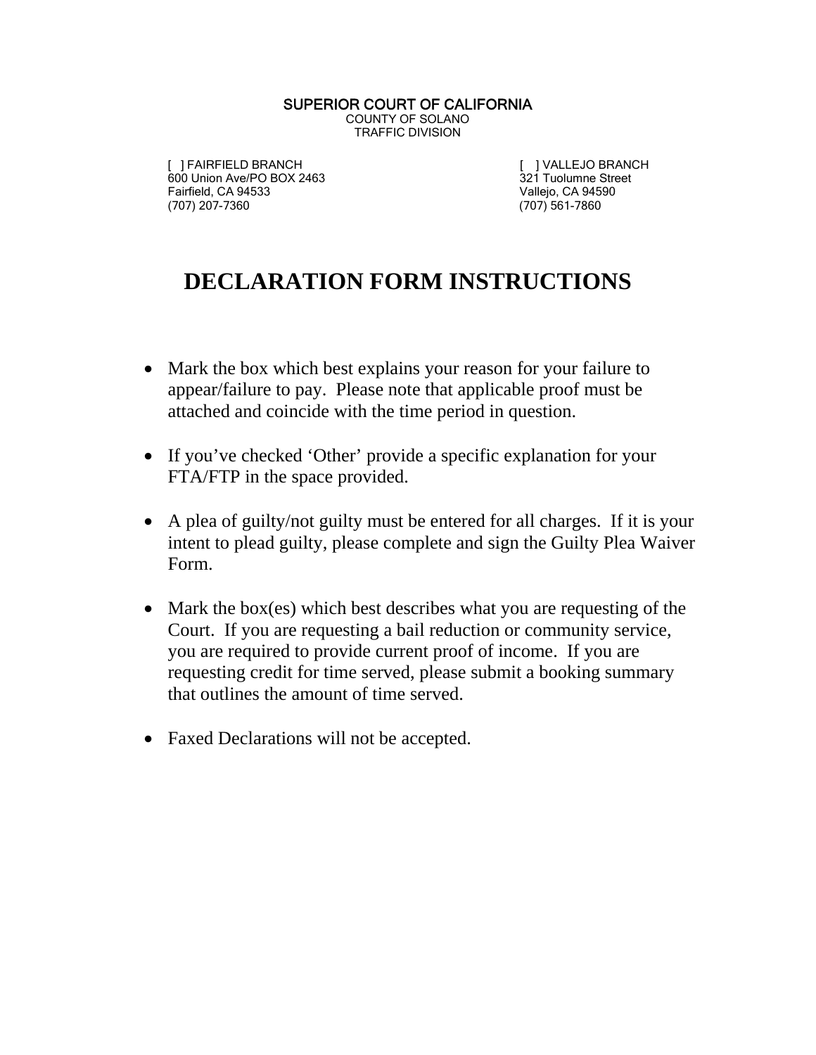**SUPERIOR COURT OF CALIFORNIA**
COUNTY OF SOLANO
TRAFFIC DIVISION

[ ] FAIRFIELD BRANCH
600 Union Ave/PO BOX 2463
Fairfield, CA 94533
(707) 207-7360

[ ] VALLEJO BRANCH
321 Tuolumne Street
Vallejo, CA 94590
(707) 561-7860

# DECLARATION FORM INSTRUCTIONS

- Mark the box which best explains your reason for your failure to appear/failure to pay. Please note that applicable proof must be attached and coincide with the time period in question.

- If you've checked 'Other' provide a specific explanation for your FTA/FTP in the space provided.

- A plea of guilty/not guilty must be entered for all charges. If it is your intent to plead guilty, please complete and sign the Guilty Plea Waiver Form.

- Mark the box(es) which best describes what you are requesting of the Court. If you are requesting a bail reduction or community service, you are required to provide current proof of income. If you are requesting credit for time served, please submit a booking summary that outlines the amount of time served.

- Faxed Declarations will not be accepted.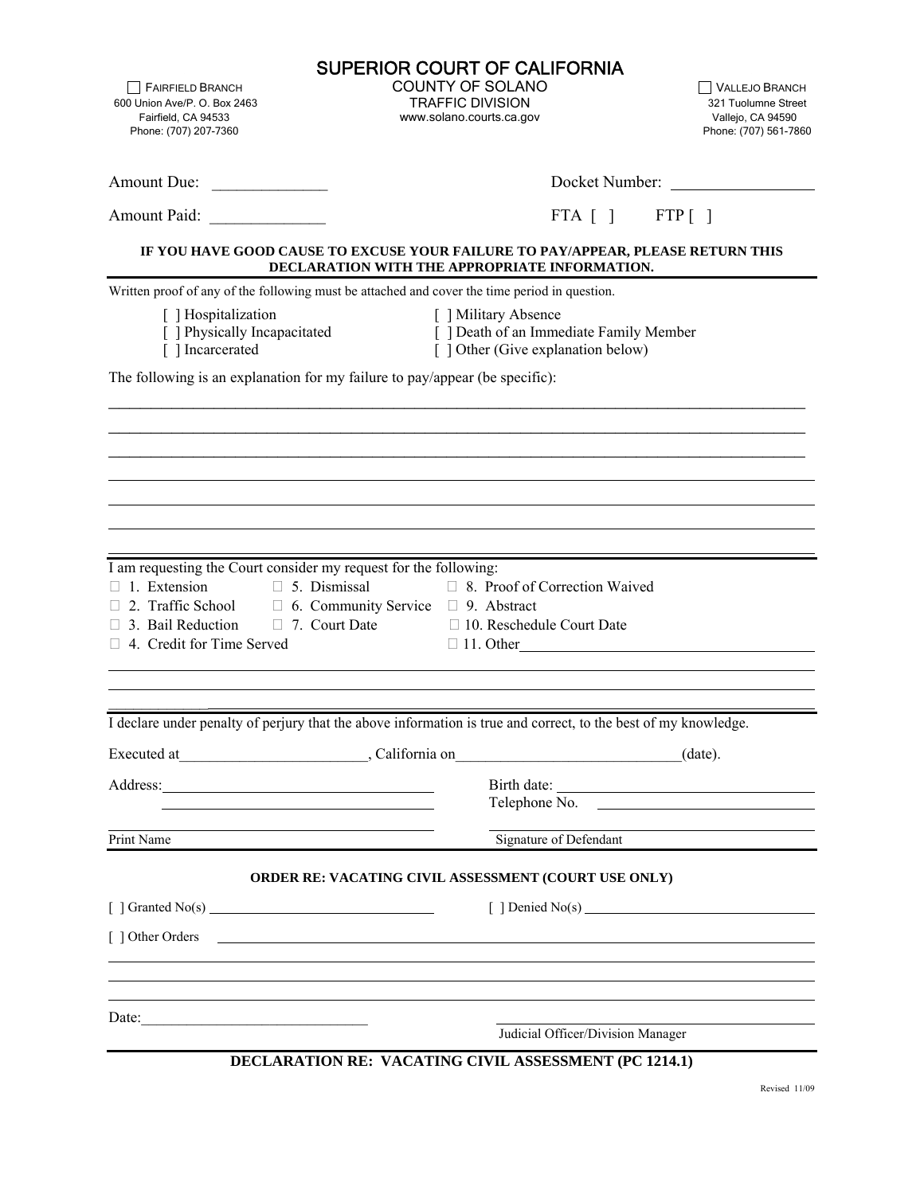# SUPERIOR COURT OF CALIFORNIA

COUNTY OF SOLANO
TRAFFIC DIVISION
www.solano.courts.ca.gov

☐ FAIRFIELD BRANCH
600 Union Ave/P. O. Box 2463
Fairfield, CA 94533
Phone: (707) 207-7360

☐ VALLEJO BRANCH
321 Tuolumne Street
Vallejo, CA 94590
Phone: (707) 561-7860

Amount Due: ______________ Docket Number: ______________

Amount Paid: ______________ FTA [ ] FTP [ ]

**IF YOU HAVE GOOD CAUSE TO EXCUSE YOUR FAILURE TO PAY/APPEAR, PLEASE RETURN THIS DECLARATION WITH THE APPROPRIATE INFORMATION.**

Written proof of any of the following must be attached and cover the time period in question.

[ ] Hospitalization
[ ] Physically Incapacitated
[ ] Incarcerated
[ ] Military Absence
[ ] Death of an Immediate Family Member
[ ] Other (Give explanation below)

The following is an explanation for my failure to pay/appear (be specific):

________________________________________________________________________________
________________________________________________________________________________
________________________________________________________________________________
________________________________________________________________________________
________________________________________________________________________________
________________________________________________________________________________
________________________________________________________________________________

I am requesting the Court consider my request for the following:

☐ 1. Extension
☐ 2. Traffic School
☐ 3. Bail Reduction
☐ 4. Credit for Time Served
☐ 5. Dismissal
☐ 6. Community Service
☐ 7. Court Date
☐ 8. Proof of Correction Waived
☐ 9. Abstract
☐ 10. Reschedule Court Date
☐ 11. Other ______________

________________________________________________________________________________
________________________________________________________________________________
________________________________________________________________________________

I declare under penalty of perjury that the above information is true and correct, to the best of my knowledge.

Executed at ________________________, California on ____________________________ (date).

Address: ______________________________ Birth date: ______________________________
______________________________ Telephone No. ______________________________

______________________________ ______________________________
Print Name Signature of Defendant

**ORDER RE: VACATING CIVIL ASSESSMENT (COURT USE ONLY)**

[ ] Granted No(s) ______________________ [ ] Denied No(s) ______________________

[ ] Other Orders ________________________________________________________________
________________________________________________________________________________
________________________________________________________________________________
________________________________________________________________________________

Date: ______________________________ ______________________________
Judicial Officer/Division Manager

**DECLARATION RE: VACATING CIVIL ASSESSMENT (PC 1214.1)**

Revised 11/09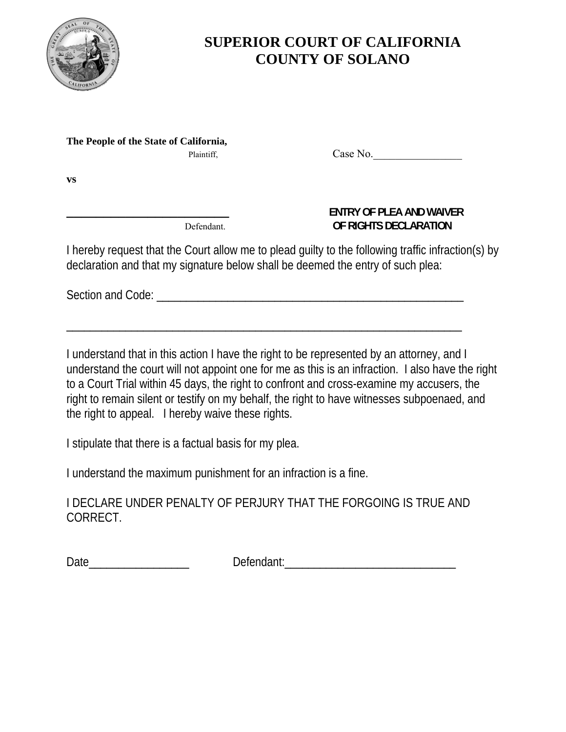# SUPERIOR COURT OF CALIFORNIA
# COUNTY OF SOLANO

**The People of the State of California,**

Plaintiff,

Case No.________________

**vs**

____________________________

Defendant.

**ENTRY OF PLEA AND WAIVER OF RIGHTS DECLARATION**

I hereby request that the Court allow me to plead guilty to the following traffic infraction(s) by declaration and that my signature below shall be deemed the entry of such plea:

Section and Code: _______________________________________________________

_______________________________________________________________________

I understand that in this action I have the right to be represented by an attorney, and I understand the court will not appoint one for me as this is an infraction. I also have the right to a Court Trial within 45 days, the right to confront and cross-examine my accusers, the right to remain silent or testify on my behalf, the right to have witnesses subpoenaed, and the right to appeal. I hereby waive these rights.

I stipulate that there is a factual basis for my plea.

I understand the maximum punishment for an infraction is a fine.

I DECLARE UNDER PENALTY OF PERJURY THAT THE FORGOING IS TRUE AND CORRECT.

Date_________________ Defendant:_____________________________